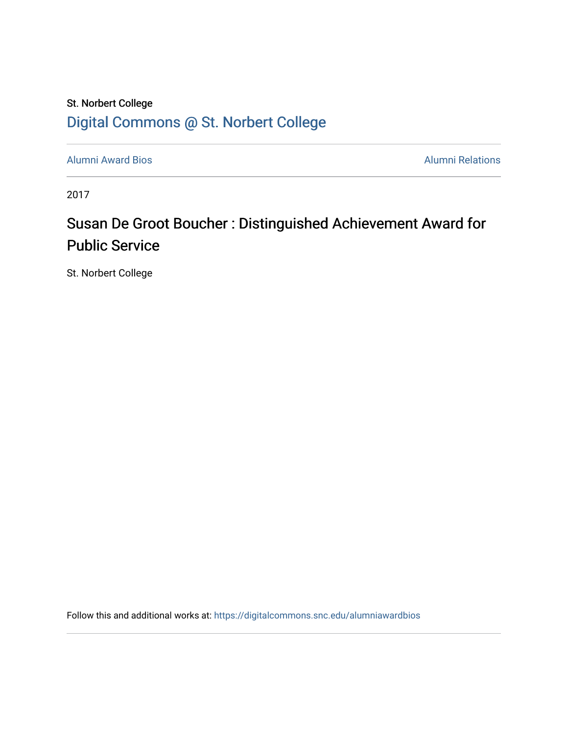St. Norbert College

[Digital Commons @ St. Norbert College](https://digitalcommons.snc.edu)

Alumni Award Bios | Alumni Relations

2017

# Susan De Groot Boucher : Distinguished Achievement Award for Public Service

St. Norbert College

Follow this and additional works at: https://digitalcommons.snc.edu/alumniawardbios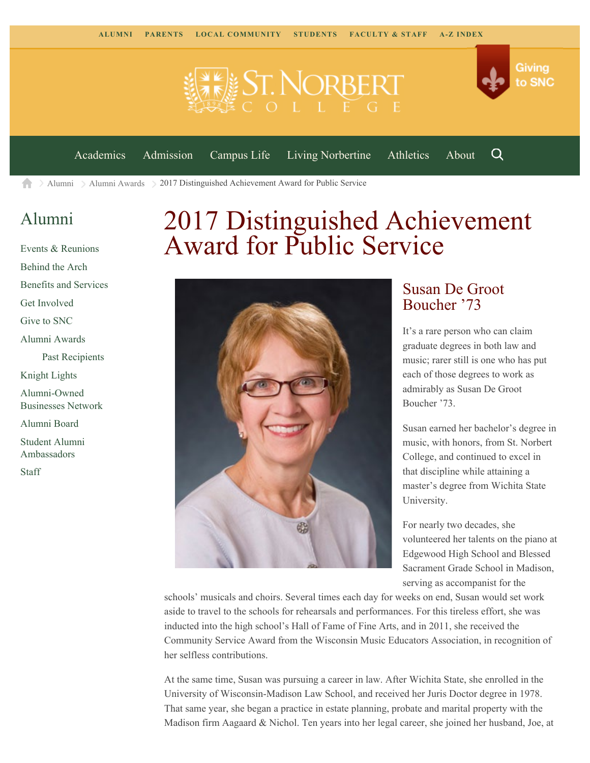ALUMNI PARENTS LOCAL COMMUNITY STUDENTS FACULTY & STAFF A-Z INDEX

Giving to SNC

Academics Admission Campus Life Living Norbertine Athletics About

Alumni > Alumni Awards > 2017 Distinguished Achievement Award for Public Service

## Alumni

- Events & Reunions
- Behind the Arch
- Benefits and Services
- Get Involved
- Give to SNC
- Alumni Awards
  - Past Recipients
- Knight Lights
- Alumni-Owned Businesses Network
- Alumni Board
- Student Alumni Ambassadors
- Staff

# 2017 Distinguished Achievement Award for Public Service

## Susan De Groot Boucher '73

It's a rare person who can claim graduate degrees in both law and music; rarer still is one who has put each of those degrees to work as admirably as Susan De Groot Boucher '73.

Susan earned her bachelor's degree in music, with honors, from St. Norbert College, and continued to excel in that discipline while attaining a master's degree from Wichita State University.

For nearly two decades, she volunteered her talents on the piano at Edgewood High School and Blessed Sacrament Grade School in Madison, serving as accompanist for the schools' musicals and choirs. Several times each day for weeks on end, Susan would set work aside to travel to the schools for rehearsals and performances. For this tireless effort, she was inducted into the high school's Hall of Fame of Fine Arts, and in 2011, she received the Community Service Award from the Wisconsin Music Educators Association, in recognition of her selfless contributions.

At the same time, Susan was pursuing a career in law. After Wichita State, she enrolled in the University of Wisconsin-Madison Law School, and received her Juris Doctor degree in 1978. That same year, she began a practice in estate planning, probate and marital property with the Madison firm Aagaard & Nichol. Ten years into her legal career, she joined her husband, Joe, at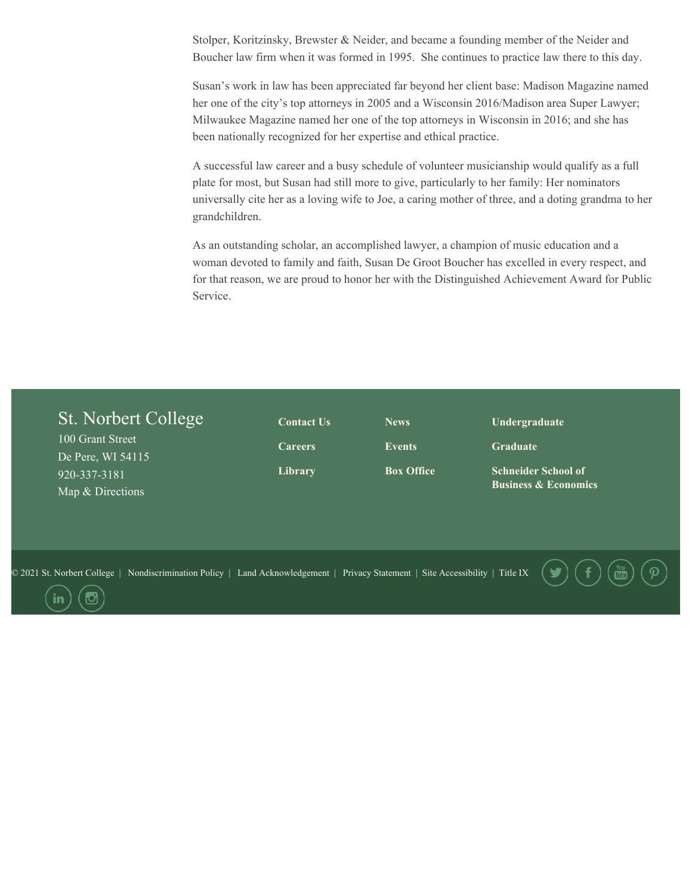Stolper, Koritzinsky, Brewster & Neider, and became a founding member of the Neider and Boucher law firm when it was formed in 1995.  She continues to practice law there to this day.

Susan's work in law has been appreciated far beyond her client base: Madison Magazine named her one of the city's top attorneys in 2005 and a Wisconsin 2016/Madison area Super Lawyer; Milwaukee Magazine named her one of the top attorneys in Wisconsin in 2016; and she has been nationally recognized for her expertise and ethical practice.

A successful law career and a busy schedule of volunteer musicianship would qualify as a full plate for most, but Susan had still more to give, particularly to her family: Her nominators universally cite her as a loving wife to Joe, a caring mother of three, and a doting grandma to her grandchildren.

As an outstanding scholar, an accomplished lawyer, a champion of music education and a woman devoted to family and faith, Susan De Groot Boucher has excelled in every respect, and for that reason, we are proud to honor her with the Distinguished Achievement Award for Public Service.

St. Norbert College
100 Grant Street
De Pere, WI 54115
920-337-3181
Map & Directions

**Contact Us**
**Careers**
**Library**
**News**
**Events**
**Box Office**
**Undergraduate**
**Graduate**
**Schneider School of Business & Economics**

© 2021 St. Norbert College | Nondiscrimination Policy | Land Acknowledgement | Privacy Statement | Site Accessibility | Title IX